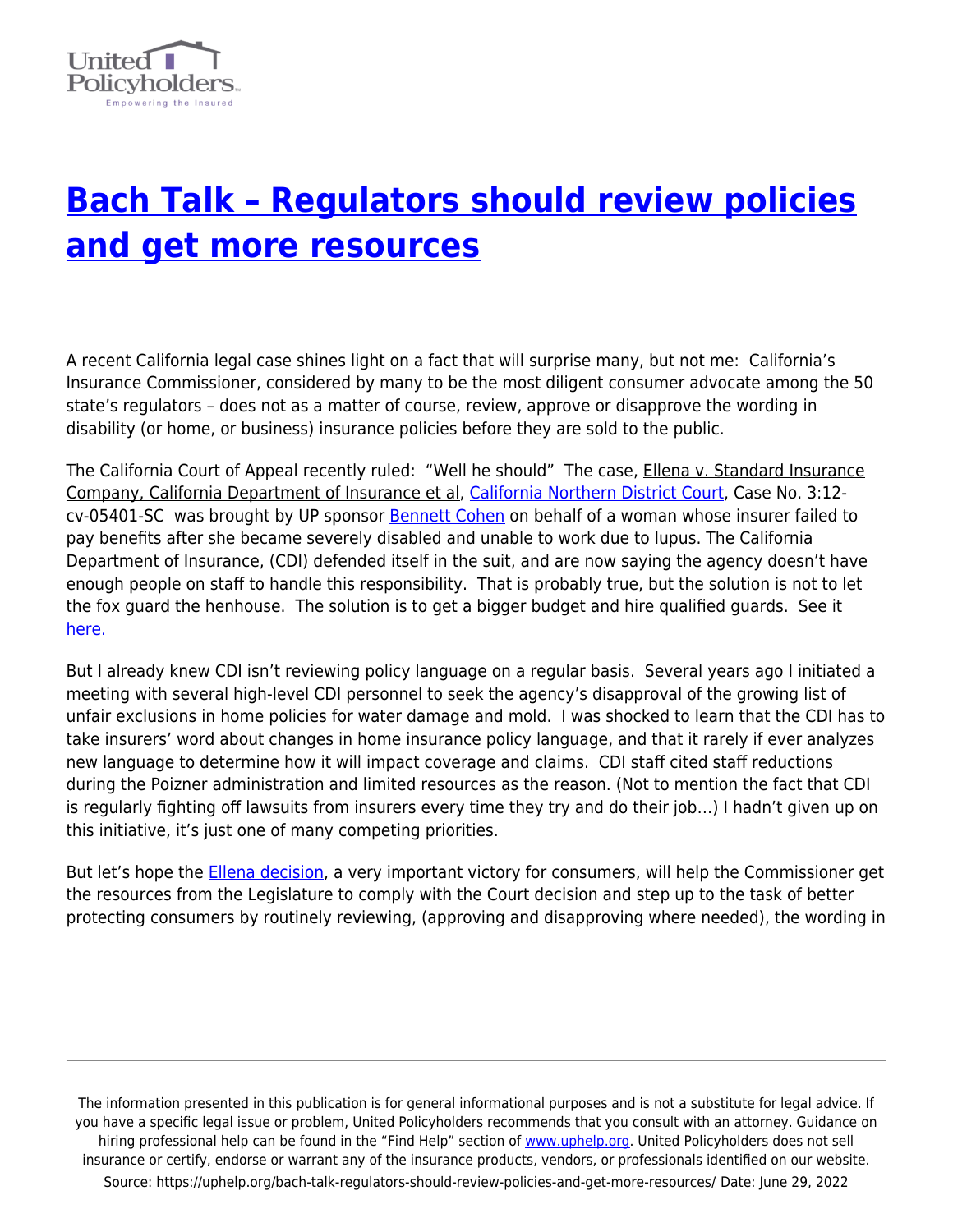# Bach Talk – Regulators should review policies and get more resources

A recent California legal case shines light on a fact that will surprise many, but not me: California's Insurance Commissioner, considered by many to be the most diligent consumer advocate among the 50 state's regulators – does not as a matter of course, review, approve or disapprove the wording in disability (or home, or business) insurance policies before they are sold to the public.

The California Court of Appeal recently ruled: "Well he should" The case, Ellena v. Standard Insurance Company, California Department of Insurance et al, California Northern District Court, Case No. 3:12-cv-05401-SC was brought by UP sponsor Bennett Cohen on behalf of a woman whose insurer failed to pay benefits after she became severely disabled and unable to work due to lupus. The California Department of Insurance, (CDI) defended itself in the suit, and are now saying the agency doesn't have enough people on staff to handle this responsibility. That is probably true, but the solution is not to let the fox guard the henhouse. The solution is to get a bigger budget and hire qualified guards. See it here.

But I already knew CDI isn't reviewing policy language on a regular basis. Several years ago I initiated a meeting with several high-level CDI personnel to seek the agency's disapproval of the growing list of unfair exclusions in home policies for water damage and mold. I was shocked to learn that the CDI has to take insurers' word about changes in home insurance policy language, and that it rarely if ever analyzes new language to determine how it will impact coverage and claims. CDI staff cited staff reductions during the Poizner administration and limited resources as the reason. (Not to mention the fact that CDI is regularly fighting off lawsuits from insurers every time they try and do their job…) I hadn't given up on this initiative, it's just one of many competing priorities.

But let's hope the Ellena decision, a very important victory for consumers, will help the Commissioner get the resources from the Legislature to comply with the Court decision and step up to the task of better protecting consumers by routinely reviewing, (approving and disapproving where needed), the wording in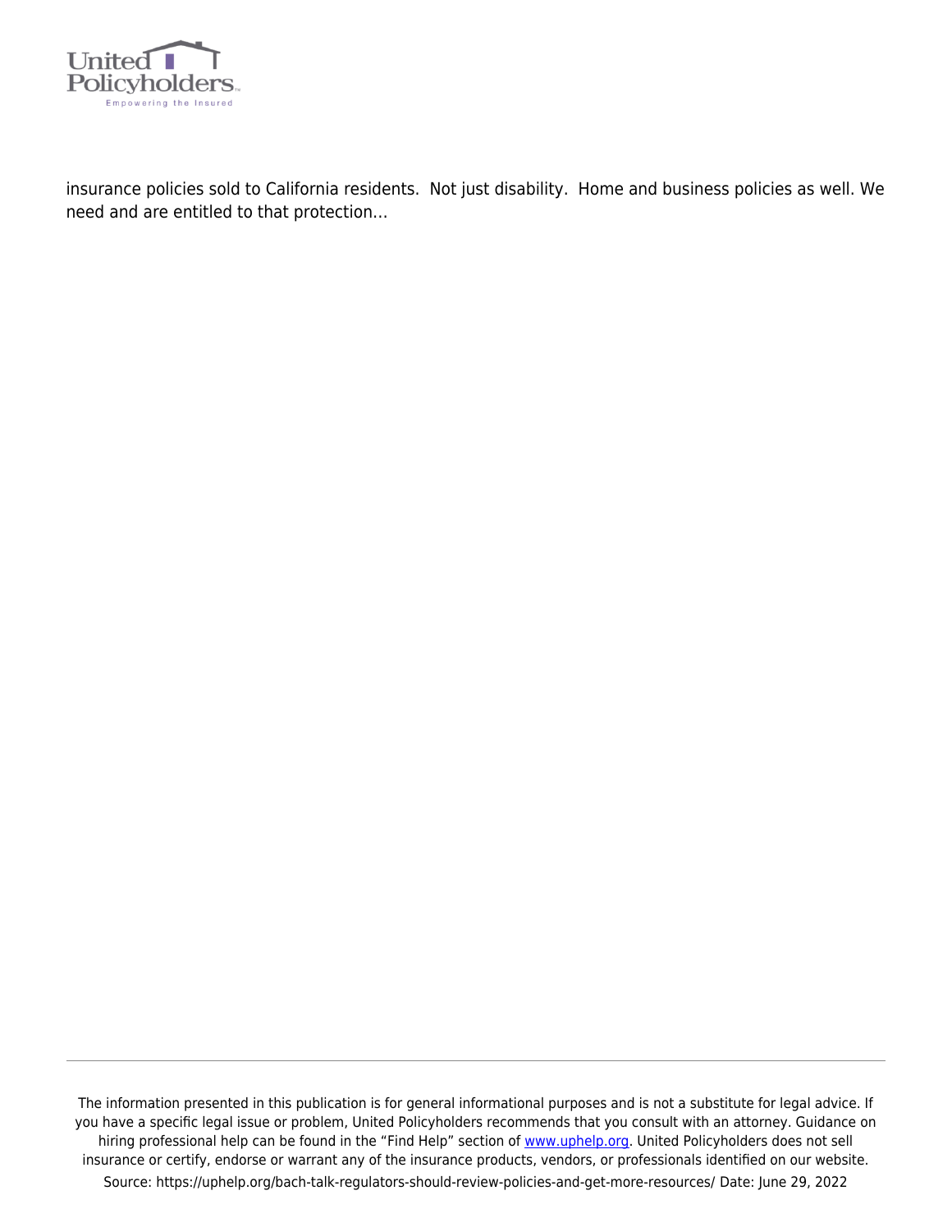insurance policies sold to California residents.  Not just disability.  Home and business policies as well. We need and are entitled to that protection…

The information presented in this publication is for general informational purposes and is not a substitute for legal advice. If you have a specific legal issue or problem, United Policyholders recommends that you consult with an attorney. Guidance on hiring professional help can be found in the "Find Help" section of www.uphelp.org. United Policyholders does not sell insurance or certify, endorse or warrant any of the insurance products, vendors, or professionals identified on our website.

Source: https://uphelp.org/bach-talk-regulators-should-review-policies-and-get-more-resources/ Date: June 29, 2022